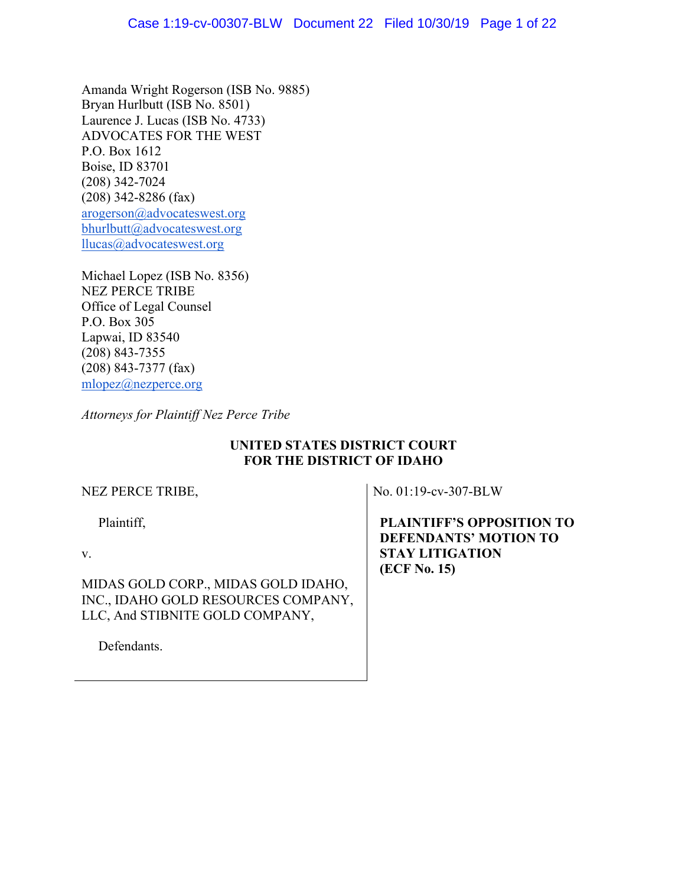Amanda Wright Rogerson (ISB No. 9885)
Bryan Hurlbutt (ISB No. 8501)
Laurence J. Lucas (ISB No. 4733)
ADVOCATES FOR THE WEST
P.O. Box 1612
Boise, ID 83701
(208) 342-7024
(208) 342-8286 (fax)
arogerson@advocateswest.org
bhurlbutt@advocateswest.org
llucas@advocateswest.org

Michael Lopez (ISB No. 8356)
NEZ PERCE TRIBE
Office of Legal Counsel
P.O. Box 305
Lapwai, ID 83540
(208) 843-7355
(208) 843-7377 (fax)
mlopez@nezperce.org

*Attorneys for Plaintiff Nez Perce Tribe*

**UNITED STATES DISTRICT COURT**
**FOR THE DISTRICT OF IDAHO**

NEZ PERCE TRIBE,

Plaintiff,

v.

MIDAS GOLD CORP., MIDAS GOLD IDAHO, INC., IDAHO GOLD RESOURCES COMPANY, LLC, And STIBNITE GOLD COMPANY,

Defendants.

No. 01:19-cv-307-BLW

**PLAINTIFF'S OPPOSITION TO DEFENDANTS' MOTION TO STAY LITIGATION (ECF No. 15)**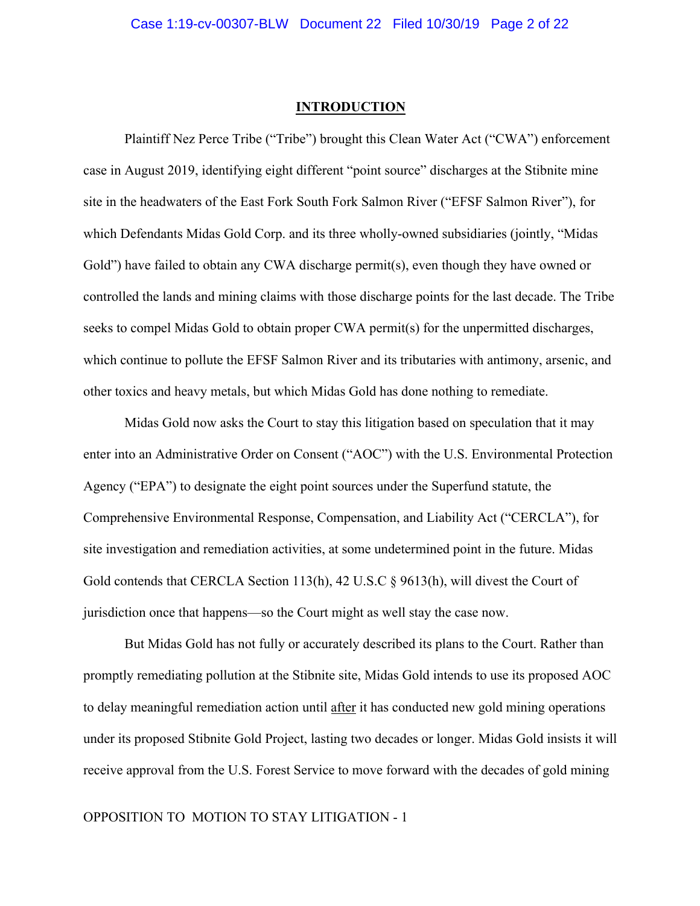## INTRODUCTION

Plaintiff Nez Perce Tribe ("Tribe") brought this Clean Water Act ("CWA") enforcement case in August 2019, identifying eight different "point source" discharges at the Stibnite mine site in the headwaters of the East Fork South Fork Salmon River ("EFSF Salmon River"), for which Defendants Midas Gold Corp. and its three wholly-owned subsidiaries (jointly, "Midas Gold") have failed to obtain any CWA discharge permit(s), even though they have owned or controlled the lands and mining claims with those discharge points for the last decade. The Tribe seeks to compel Midas Gold to obtain proper CWA permit(s) for the unpermitted discharges, which continue to pollute the EFSF Salmon River and its tributaries with antimony, arsenic, and other toxics and heavy metals, but which Midas Gold has done nothing to remediate.

Midas Gold now asks the Court to stay this litigation based on speculation that it may enter into an Administrative Order on Consent ("AOC") with the U.S. Environmental Protection Agency ("EPA") to designate the eight point sources under the Superfund statute, the Comprehensive Environmental Response, Compensation, and Liability Act ("CERCLA"), for site investigation and remediation activities, at some undetermined point in the future. Midas Gold contends that CERCLA Section 113(h), 42 U.S.C § 9613(h), will divest the Court of jurisdiction once that happens—so the Court might as well stay the case now.

But Midas Gold has not fully or accurately described its plans to the Court. Rather than promptly remediating pollution at the Stibnite site, Midas Gold intends to use its proposed AOC to delay meaningful remediation action until <u>after</u> it has conducted new gold mining operations under its proposed Stibnite Gold Project, lasting two decades or longer. Midas Gold insists it will receive approval from the U.S. Forest Service to move forward with the decades of gold mining

OPPOSITION TO MOTION TO STAY LITIGATION - 1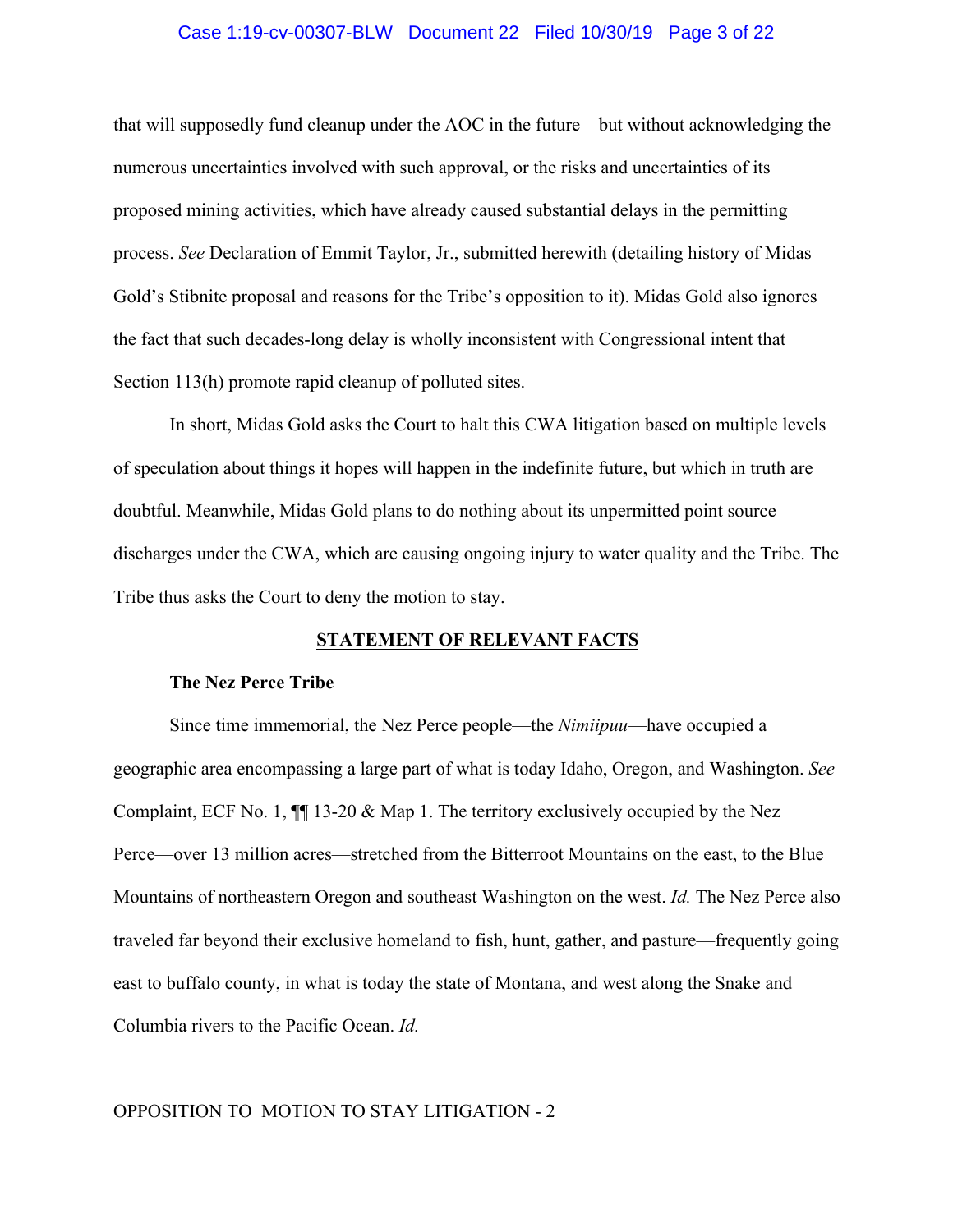that will supposedly fund cleanup under the AOC in the future—but without acknowledging the numerous uncertainties involved with such approval, or the risks and uncertainties of its proposed mining activities, which have already caused substantial delays in the permitting process. *See* Declaration of Emmit Taylor, Jr., submitted herewith (detailing history of Midas Gold's Stibnite proposal and reasons for the Tribe's opposition to it). Midas Gold also ignores the fact that such decades-long delay is wholly inconsistent with Congressional intent that Section 113(h) promote rapid cleanup of polluted sites.

In short, Midas Gold asks the Court to halt this CWA litigation based on multiple levels of speculation about things it hopes will happen in the indefinite future, but which in truth are doubtful. Meanwhile, Midas Gold plans to do nothing about its unpermitted point source discharges under the CWA, which are causing ongoing injury to water quality and the Tribe. The Tribe thus asks the Court to deny the motion to stay.

## STATEMENT OF RELEVANT FACTS

### The Nez Perce Tribe

Since time immemorial, the Nez Perce people—the *Nimiipuu*—have occupied a geographic area encompassing a large part of what is today Idaho, Oregon, and Washington. *See* Complaint, ECF No. 1, ¶¶ 13-20 & Map 1. The territory exclusively occupied by the Nez Perce—over 13 million acres—stretched from the Bitterroot Mountains on the east, to the Blue Mountains of northeastern Oregon and southeast Washington on the west. *Id.* The Nez Perce also traveled far beyond their exclusive homeland to fish, hunt, gather, and pasture—frequently going east to buffalo county, in what is today the state of Montana, and west along the Snake and Columbia rivers to the Pacific Ocean. *Id.*

OPPOSITION TO MOTION TO STAY LITIGATION - 2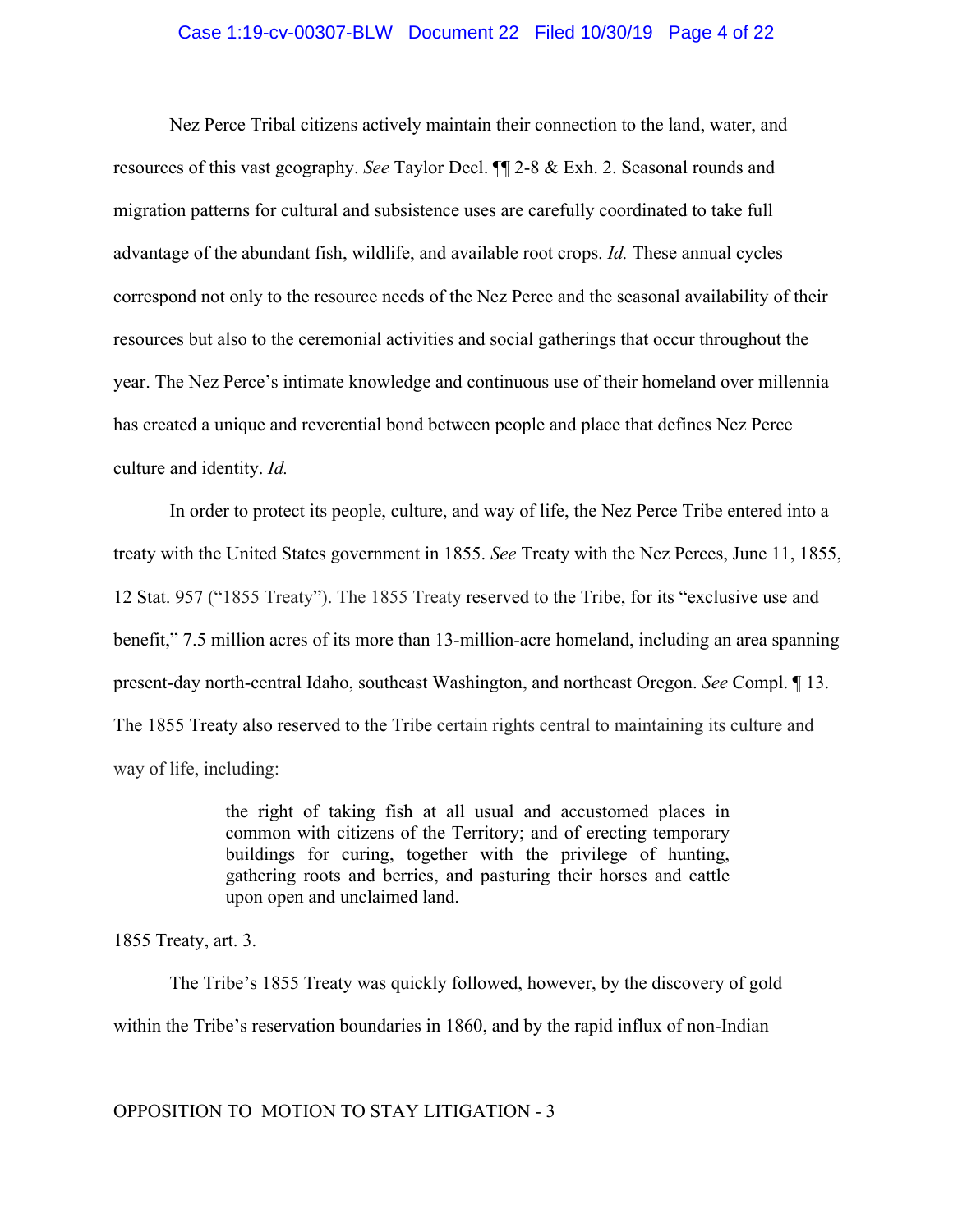Nez Perce Tribal citizens actively maintain their connection to the land, water, and resources of this vast geography. *See* Taylor Decl. ¶¶ 2-8 & Exh. 2. Seasonal rounds and migration patterns for cultural and subsistence uses are carefully coordinated to take full advantage of the abundant fish, wildlife, and available root crops. *Id.* These annual cycles correspond not only to the resource needs of the Nez Perce and the seasonal availability of their resources but also to the ceremonial activities and social gatherings that occur throughout the year. The Nez Perce's intimate knowledge and continuous use of their homeland over millennia has created a unique and reverential bond between people and place that defines Nez Perce culture and identity. *Id.*

In order to protect its people, culture, and way of life, the Nez Perce Tribe entered into a treaty with the United States government in 1855. *See* Treaty with the Nez Perces, June 11, 1855, 12 Stat. 957 ("1855 Treaty"). The 1855 Treaty reserved to the Tribe, for its "exclusive use and benefit," 7.5 million acres of its more than 13-million-acre homeland, including an area spanning present-day north-central Idaho, southeast Washington, and northeast Oregon. *See* Compl. ¶ 13. The 1855 Treaty also reserved to the Tribe certain rights central to maintaining its culture and way of life, including:

> the right of taking fish at all usual and accustomed places in common with citizens of the Territory; and of erecting temporary buildings for curing, together with the privilege of hunting, gathering roots and berries, and pasturing their horses and cattle upon open and unclaimed land.

1855 Treaty, art. 3.

The Tribe's 1855 Treaty was quickly followed, however, by the discovery of gold within the Tribe's reservation boundaries in 1860, and by the rapid influx of non-Indian

OPPOSITION TO MOTION TO STAY LITIGATION - 3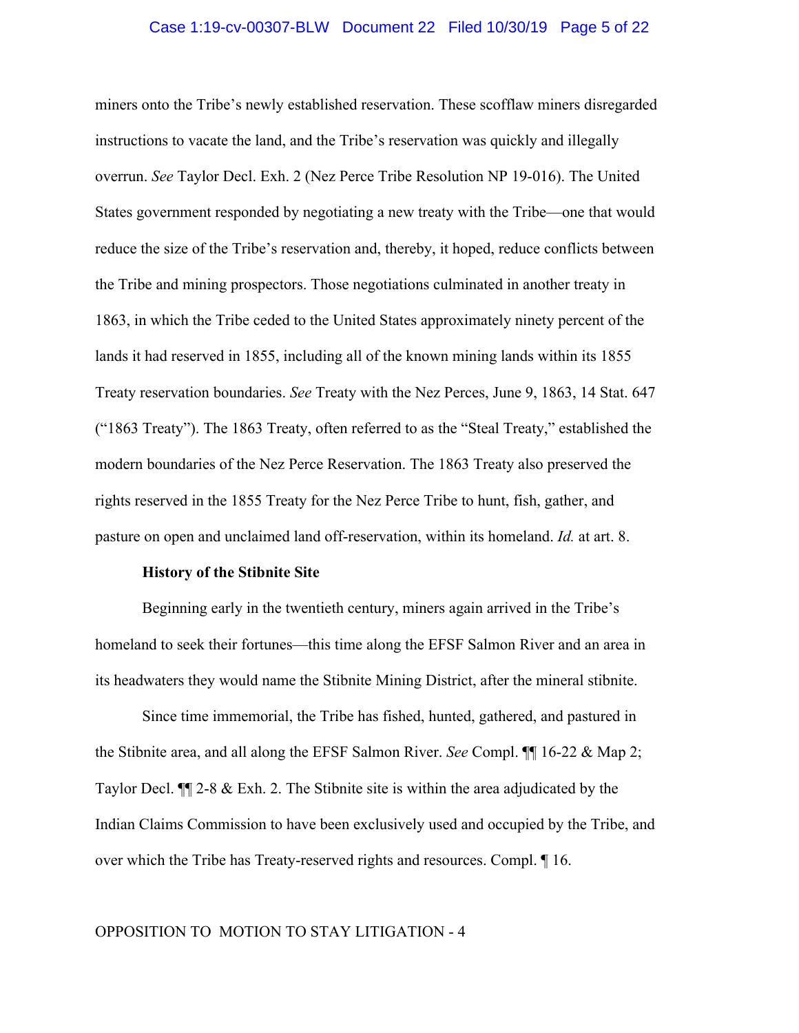miners onto the Tribe's newly established reservation. These scofflaw miners disregarded instructions to vacate the land, and the Tribe's reservation was quickly and illegally overrun. *See* Taylor Decl. Exh. 2 (Nez Perce Tribe Resolution NP 19-016). The United States government responded by negotiating a new treaty with the Tribe—one that would reduce the size of the Tribe's reservation and, thereby, it hoped, reduce conflicts between the Tribe and mining prospectors. Those negotiations culminated in another treaty in 1863, in which the Tribe ceded to the United States approximately ninety percent of the lands it had reserved in 1855, including all of the known mining lands within its 1855 Treaty reservation boundaries. *See* Treaty with the Nez Perces, June 9, 1863, 14 Stat. 647 ("1863 Treaty"). The 1863 Treaty, often referred to as the "Steal Treaty," established the modern boundaries of the Nez Perce Reservation. The 1863 Treaty also preserved the rights reserved in the 1855 Treaty for the Nez Perce Tribe to hunt, fish, gather, and pasture on open and unclaimed land off-reservation, within its homeland. *Id.* at art. 8.

**History of the Stibnite Site**

Beginning early in the twentieth century, miners again arrived in the Tribe's homeland to seek their fortunes—this time along the EFSF Salmon River and an area in its headwaters they would name the Stibnite Mining District, after the mineral stibnite.

Since time immemorial, the Tribe has fished, hunted, gathered, and pastured in the Stibnite area, and all along the EFSF Salmon River. *See* Compl. ¶¶ 16-22 & Map 2; Taylor Decl. ¶¶ 2-8 & Exh. 2. The Stibnite site is within the area adjudicated by the Indian Claims Commission to have been exclusively used and occupied by the Tribe, and over which the Tribe has Treaty-reserved rights and resources. Compl. ¶ 16.

OPPOSITION TO MOTION TO STAY LITIGATION - 4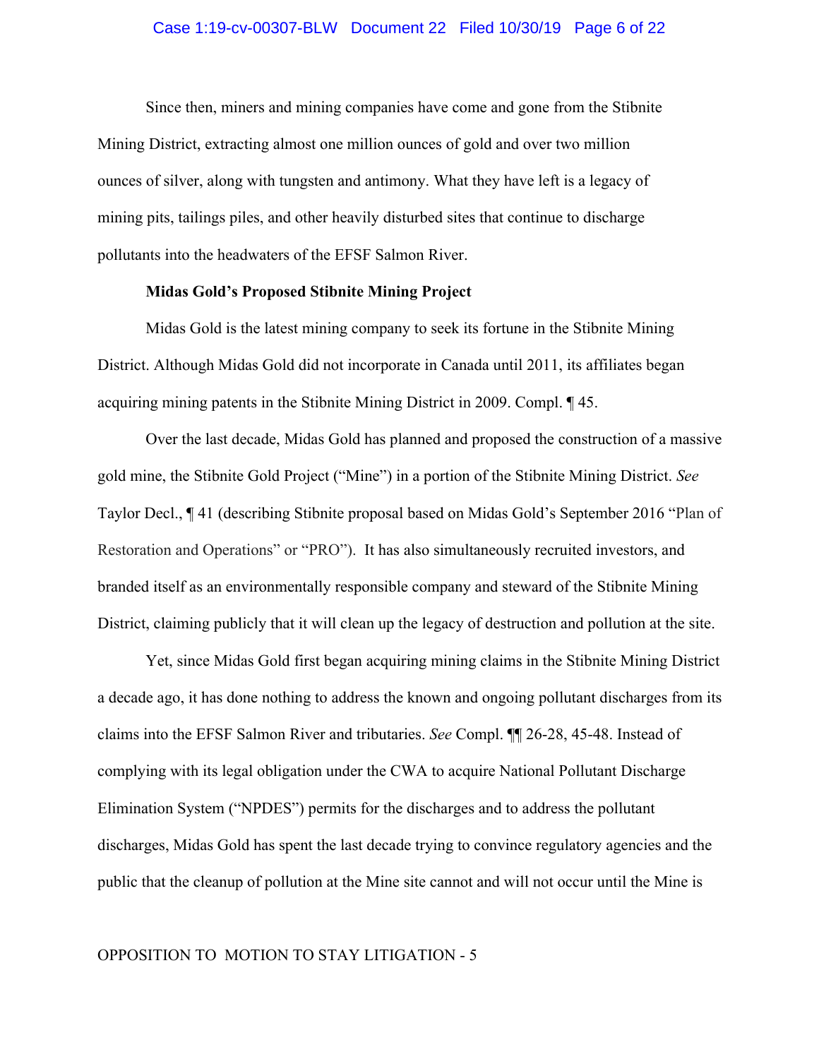Since then, miners and mining companies have come and gone from the Stibnite Mining District, extracting almost one million ounces of gold and over two million ounces of silver, along with tungsten and antimony. What they have left is a legacy of mining pits, tailings piles, and other heavily disturbed sites that continue to discharge pollutants into the headwaters of the EFSF Salmon River.

**Midas Gold's Proposed Stibnite Mining Project**

Midas Gold is the latest mining company to seek its fortune in the Stibnite Mining District. Although Midas Gold did not incorporate in Canada until 2011, its affiliates began acquiring mining patents in the Stibnite Mining District in 2009. Compl. ¶ 45.

Over the last decade, Midas Gold has planned and proposed the construction of a massive gold mine, the Stibnite Gold Project ("Mine") in a portion of the Stibnite Mining District. *See* Taylor Decl., ¶ 41 (describing Stibnite proposal based on Midas Gold's September 2016 "Plan of Restoration and Operations" or "PRO"). It has also simultaneously recruited investors, and branded itself as an environmentally responsible company and steward of the Stibnite Mining District, claiming publicly that it will clean up the legacy of destruction and pollution at the site.

Yet, since Midas Gold first began acquiring mining claims in the Stibnite Mining District a decade ago, it has done nothing to address the known and ongoing pollutant discharges from its claims into the EFSF Salmon River and tributaries. *See* Compl. ¶¶ 26-28, 45-48. Instead of complying with its legal obligation under the CWA to acquire National Pollutant Discharge Elimination System ("NPDES") permits for the discharges and to address the pollutant discharges, Midas Gold has spent the last decade trying to convince regulatory agencies and the public that the cleanup of pollution at the Mine site cannot and will not occur until the Mine is

OPPOSITION TO MOTION TO STAY LITIGATION - 5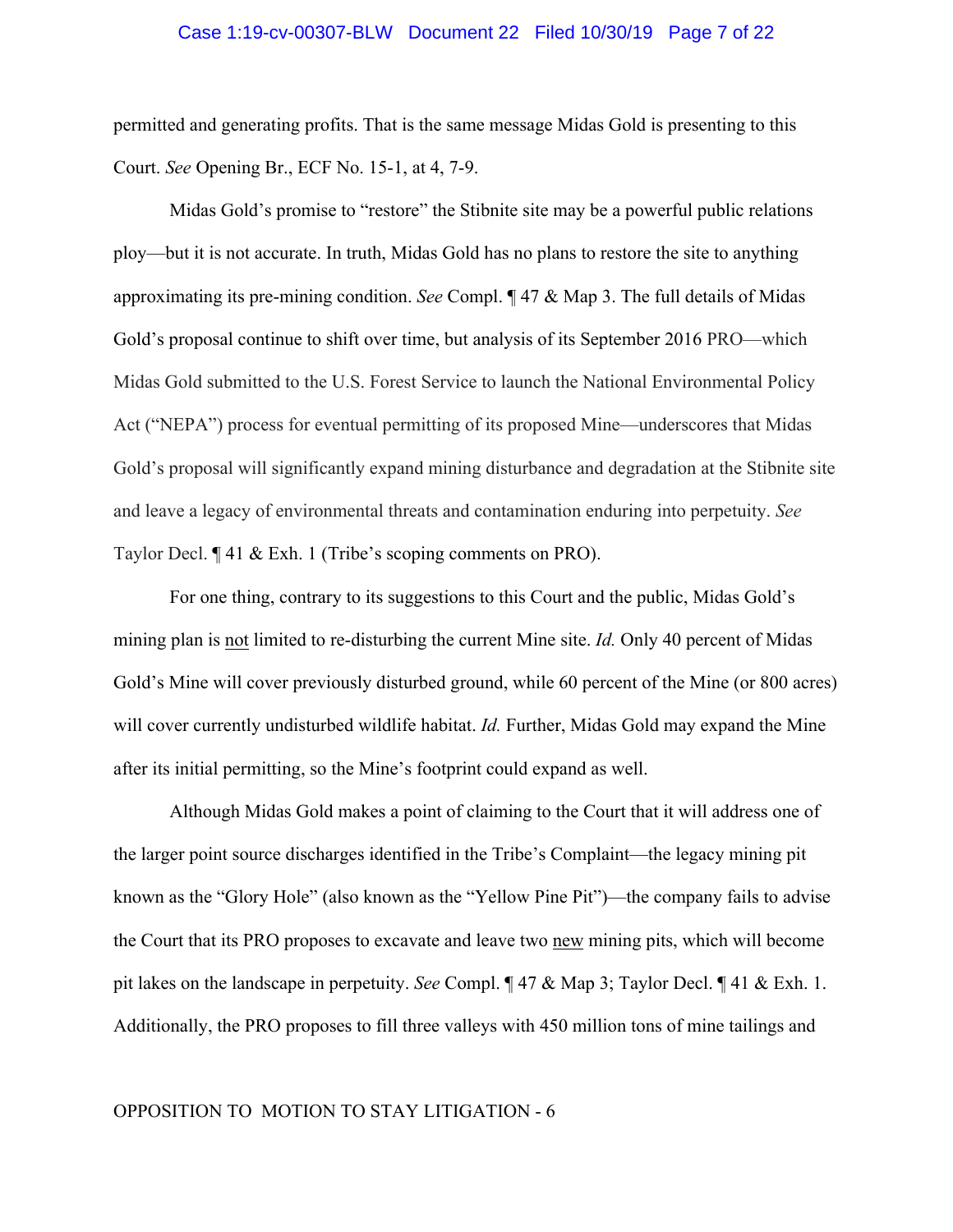permitted and generating profits. That is the same message Midas Gold is presenting to this Court. *See* Opening Br., ECF No. 15-1, at 4, 7-9.

Midas Gold's promise to "restore" the Stibnite site may be a powerful public relations ploy—but it is not accurate. In truth, Midas Gold has no plans to restore the site to anything approximating its pre-mining condition. *See* Compl. ¶ 47 & Map 3. The full details of Midas Gold's proposal continue to shift over time, but analysis of its September 2016 PRO—which Midas Gold submitted to the U.S. Forest Service to launch the National Environmental Policy Act ("NEPA") process for eventual permitting of its proposed Mine—underscores that Midas Gold's proposal will significantly expand mining disturbance and degradation at the Stibnite site and leave a legacy of environmental threats and contamination enduring into perpetuity. *See* Taylor Decl. ¶ 41 & Exh. 1 (Tribe's scoping comments on PRO).

For one thing, contrary to its suggestions to this Court and the public, Midas Gold's mining plan is <u>not</u> limited to re-disturbing the current Mine site. *Id.* Only 40 percent of Midas Gold's Mine will cover previously disturbed ground, while 60 percent of the Mine (or 800 acres) will cover currently undisturbed wildlife habitat. *Id.* Further, Midas Gold may expand the Mine after its initial permitting, so the Mine's footprint could expand as well.

Although Midas Gold makes a point of claiming to the Court that it will address one of the larger point source discharges identified in the Tribe's Complaint—the legacy mining pit known as the "Glory Hole" (also known as the "Yellow Pine Pit")—the company fails to advise the Court that its PRO proposes to excavate and leave two <u>new</u> mining pits, which will become pit lakes on the landscape in perpetuity. *See* Compl. ¶ 47 & Map 3; Taylor Decl. ¶ 41 & Exh. 1. Additionally, the PRO proposes to fill three valleys with 450 million tons of mine tailings and

OPPOSITION TO MOTION TO STAY LITIGATION - 6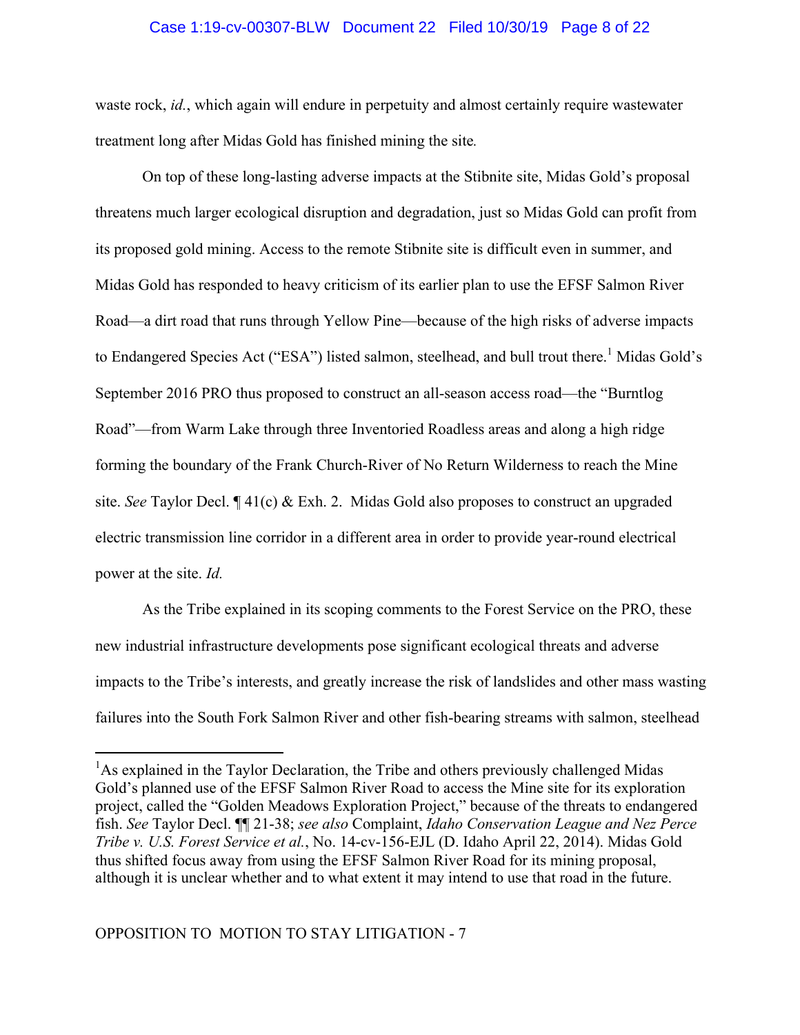waste rock, *id.*, which again will endure in perpetuity and almost certainly require wastewater treatment long after Midas Gold has finished mining the site.

On top of these long-lasting adverse impacts at the Stibnite site, Midas Gold's proposal threatens much larger ecological disruption and degradation, just so Midas Gold can profit from its proposed gold mining. Access to the remote Stibnite site is difficult even in summer, and Midas Gold has responded to heavy criticism of its earlier plan to use the EFSF Salmon River Road—a dirt road that runs through Yellow Pine—because of the high risks of adverse impacts to Endangered Species Act ("ESA") listed salmon, steelhead, and bull trout there.[1] Midas Gold's September 2016 PRO thus proposed to construct an all-season access road—the "Burntlog Road"—from Warm Lake through three Inventoried Roadless areas and along a high ridge forming the boundary of the Frank Church-River of No Return Wilderness to reach the Mine site. *See* Taylor Decl. ¶ 41(c) & Exh. 2. Midas Gold also proposes to construct an upgraded electric transmission line corridor in a different area in order to provide year-round electrical power at the site. *Id.*

As the Tribe explained in its scoping comments to the Forest Service on the PRO, these new industrial infrastructure developments pose significant ecological threats and adverse impacts to the Tribe's interests, and greatly increase the risk of landslides and other mass wasting failures into the South Fork Salmon River and other fish-bearing streams with salmon, steelhead

---

[1]As explained in the Taylor Declaration, the Tribe and others previously challenged Midas Gold's planned use of the EFSF Salmon River Road to access the Mine site for its exploration project, called the "Golden Meadows Exploration Project," because of the threats to endangered fish. *See* Taylor Decl. ¶¶ 21-38; *see also* Complaint, *Idaho Conservation League and Nez Perce Tribe v. U.S. Forest Service et al.*, No. 14-cv-156-EJL (D. Idaho April 22, 2014). Midas Gold thus shifted focus away from using the EFSF Salmon River Road for its mining proposal, although it is unclear whether and to what extent it may intend to use that road in the future.

OPPOSITION TO MOTION TO STAY LITIGATION - 7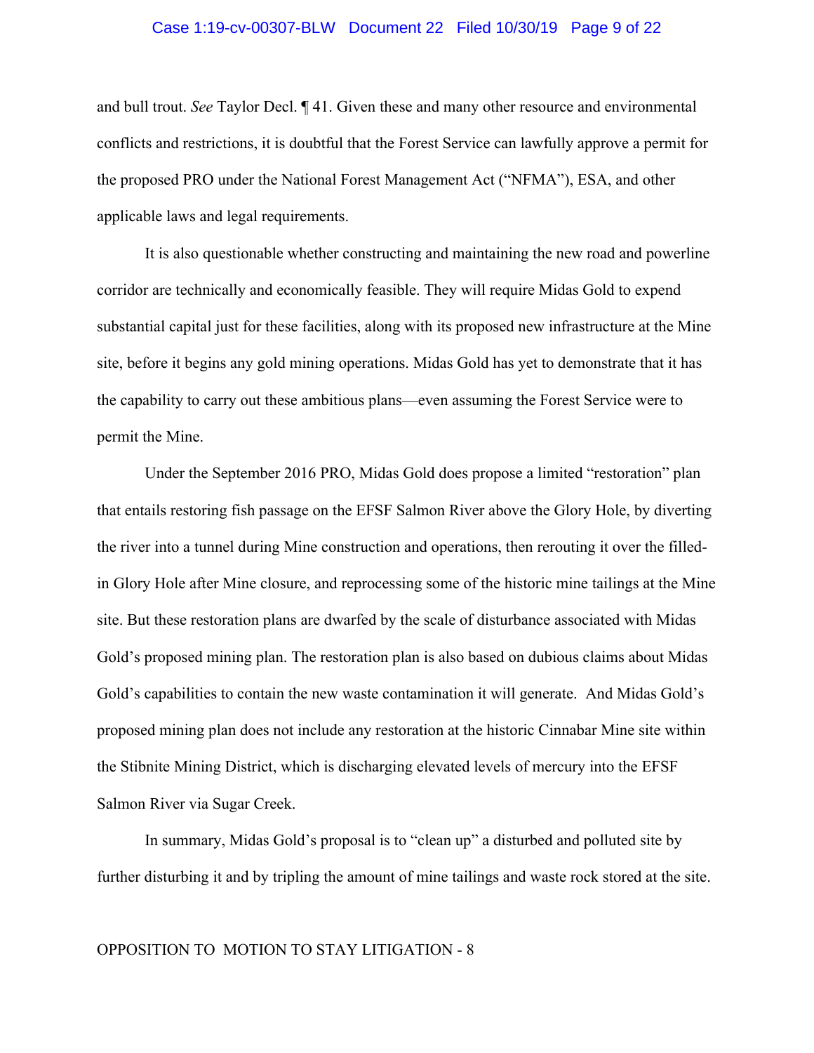and bull trout. *See* Taylor Decl. ¶ 41. Given these and many other resource and environmental conflicts and restrictions, it is doubtful that the Forest Service can lawfully approve a permit for the proposed PRO under the National Forest Management Act ("NFMA"), ESA, and other applicable laws and legal requirements.

It is also questionable whether constructing and maintaining the new road and powerline corridor are technically and economically feasible. They will require Midas Gold to expend substantial capital just for these facilities, along with its proposed new infrastructure at the Mine site, before it begins any gold mining operations. Midas Gold has yet to demonstrate that it has the capability to carry out these ambitious plans—even assuming the Forest Service were to permit the Mine.

Under the September 2016 PRO, Midas Gold does propose a limited "restoration" plan that entails restoring fish passage on the EFSF Salmon River above the Glory Hole, by diverting the river into a tunnel during Mine construction and operations, then rerouting it over the filled-in Glory Hole after Mine closure, and reprocessing some of the historic mine tailings at the Mine site. But these restoration plans are dwarfed by the scale of disturbance associated with Midas Gold's proposed mining plan. The restoration plan is also based on dubious claims about Midas Gold's capabilities to contain the new waste contamination it will generate. And Midas Gold's proposed mining plan does not include any restoration at the historic Cinnabar Mine site within the Stibnite Mining District, which is discharging elevated levels of mercury into the EFSF Salmon River via Sugar Creek.

In summary, Midas Gold's proposal is to "clean up" a disturbed and polluted site by further disturbing it and by tripling the amount of mine tailings and waste rock stored at the site.

OPPOSITION TO MOTION TO STAY LITIGATION - 8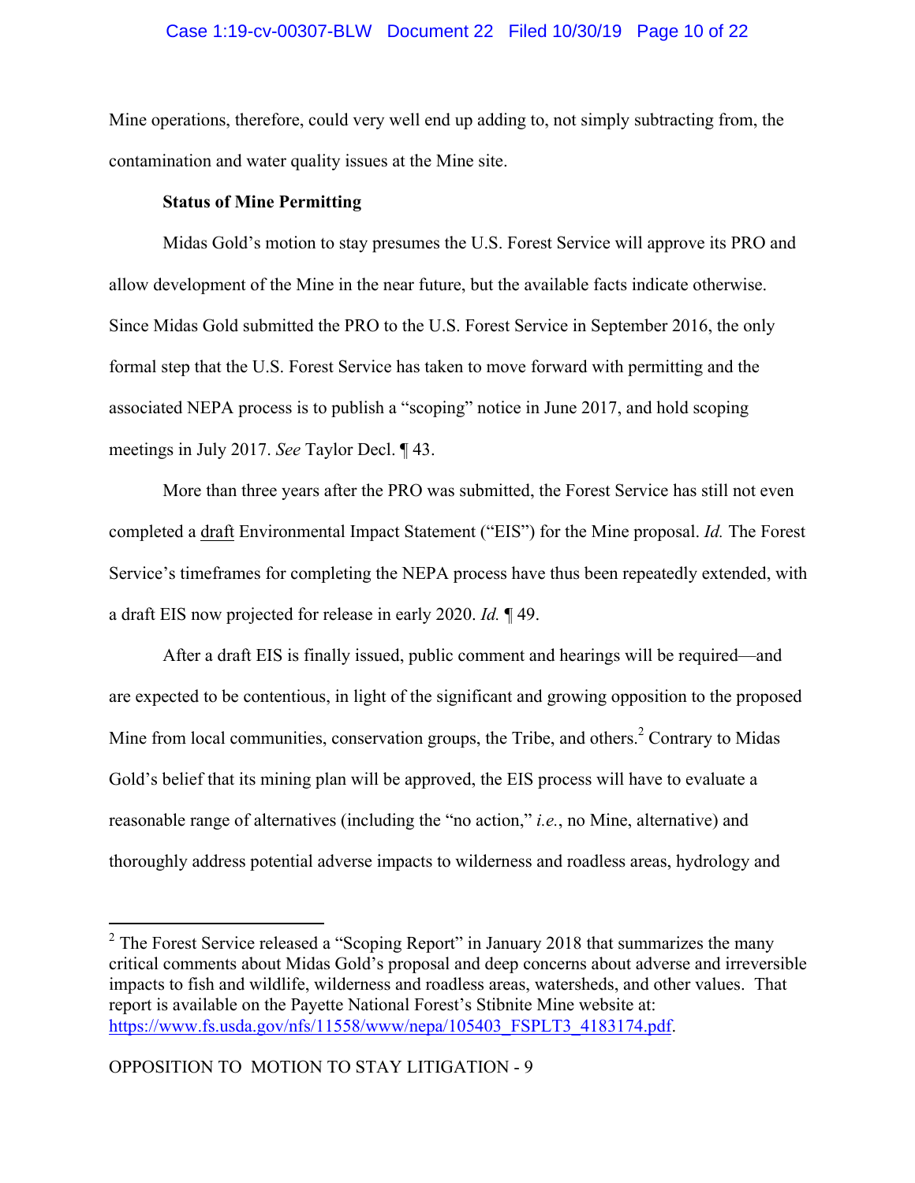Mine operations, therefore, could very well end up adding to, not simply subtracting from, the contamination and water quality issues at the Mine site.

**Status of Mine Permitting**

Midas Gold's motion to stay presumes the U.S. Forest Service will approve its PRO and allow development of the Mine in the near future, but the available facts indicate otherwise. Since Midas Gold submitted the PRO to the U.S. Forest Service in September 2016, the only formal step that the U.S. Forest Service has taken to move forward with permitting and the associated NEPA process is to publish a "scoping" notice in June 2017, and hold scoping meetings in July 2017. *See* Taylor Decl. ¶ 43.

More than three years after the PRO was submitted, the Forest Service has still not even completed a <u>draft</u> Environmental Impact Statement ("EIS") for the Mine proposal. *Id.* The Forest Service's timeframes for completing the NEPA process have thus been repeatedly extended, with a draft EIS now projected for release in early 2020. *Id.* ¶ 49.

After a draft EIS is finally issued, public comment and hearings will be required—and are expected to be contentious, in light of the significant and growing opposition to the proposed Mine from local communities, conservation groups, the Tribe, and others.[2] Contrary to Midas Gold's belief that its mining plan will be approved, the EIS process will have to evaluate a reasonable range of alternatives (including the "no action," *i.e.*, no Mine, alternative) and thoroughly address potential adverse impacts to wilderness and roadless areas, hydrology and

---

[2] The Forest Service released a "Scoping Report" in January 2018 that summarizes the many critical comments about Midas Gold's proposal and deep concerns about adverse and irreversible impacts to fish and wildlife, wilderness and roadless areas, watersheds, and other values. That report is available on the Payette National Forest's Stibnite Mine website at: https://www.fs.usda.gov/nfs/11558/www/nepa/105403_FSPLT3_4183174.pdf.

OPPOSITION TO MOTION TO STAY LITIGATION - 9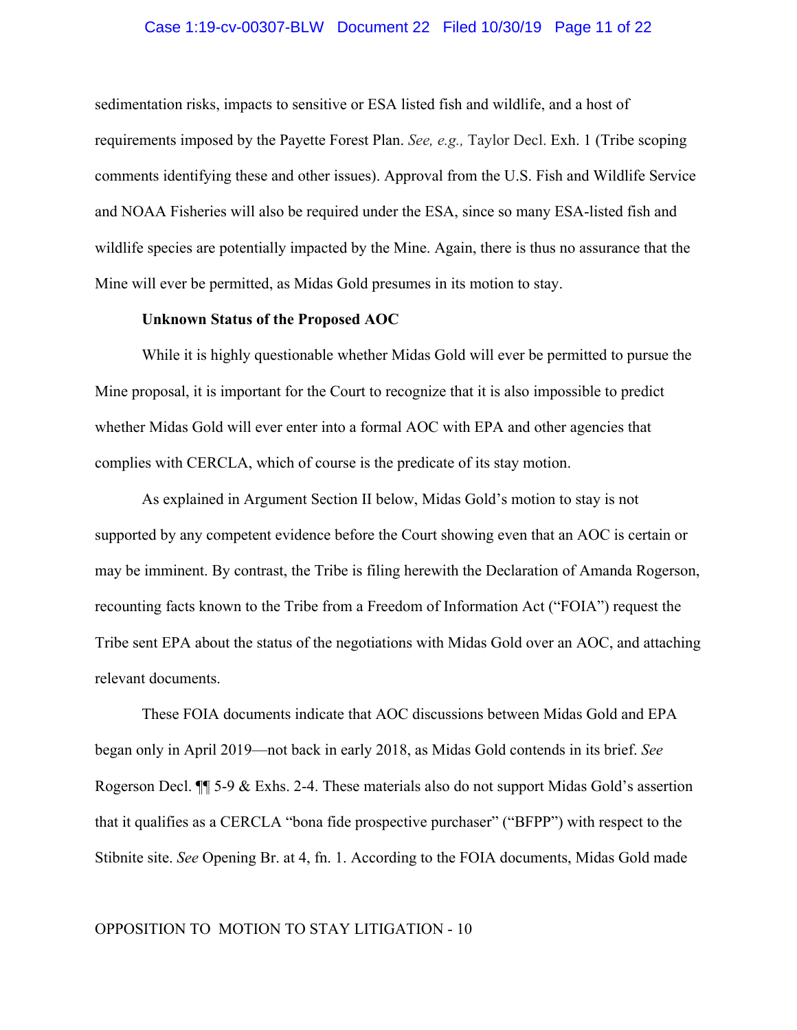sedimentation risks, impacts to sensitive or ESA listed fish and wildlife, and a host of requirements imposed by the Payette Forest Plan. *See, e.g.,* Taylor Decl. Exh. 1 (Tribe scoping comments identifying these and other issues). Approval from the U.S. Fish and Wildlife Service and NOAA Fisheries will also be required under the ESA, since so many ESA-listed fish and wildlife species are potentially impacted by the Mine. Again, there is thus no assurance that the Mine will ever be permitted, as Midas Gold presumes in its motion to stay.

**Unknown Status of the Proposed AOC**

While it is highly questionable whether Midas Gold will ever be permitted to pursue the Mine proposal, it is important for the Court to recognize that it is also impossible to predict whether Midas Gold will ever enter into a formal AOC with EPA and other agencies that complies with CERCLA, which of course is the predicate of its stay motion.

As explained in Argument Section II below, Midas Gold's motion to stay is not supported by any competent evidence before the Court showing even that an AOC is certain or may be imminent. By contrast, the Tribe is filing herewith the Declaration of Amanda Rogerson, recounting facts known to the Tribe from a Freedom of Information Act ("FOIA") request the Tribe sent EPA about the status of the negotiations with Midas Gold over an AOC, and attaching relevant documents.

These FOIA documents indicate that AOC discussions between Midas Gold and EPA began only in April 2019—not back in early 2018, as Midas Gold contends in its brief. *See* Rogerson Decl. ¶¶ 5-9 & Exhs. 2-4. These materials also do not support Midas Gold's assertion that it qualifies as a CERCLA "bona fide prospective purchaser" ("BFPP") with respect to the Stibnite site. *See* Opening Br. at 4, fn. 1. According to the FOIA documents, Midas Gold made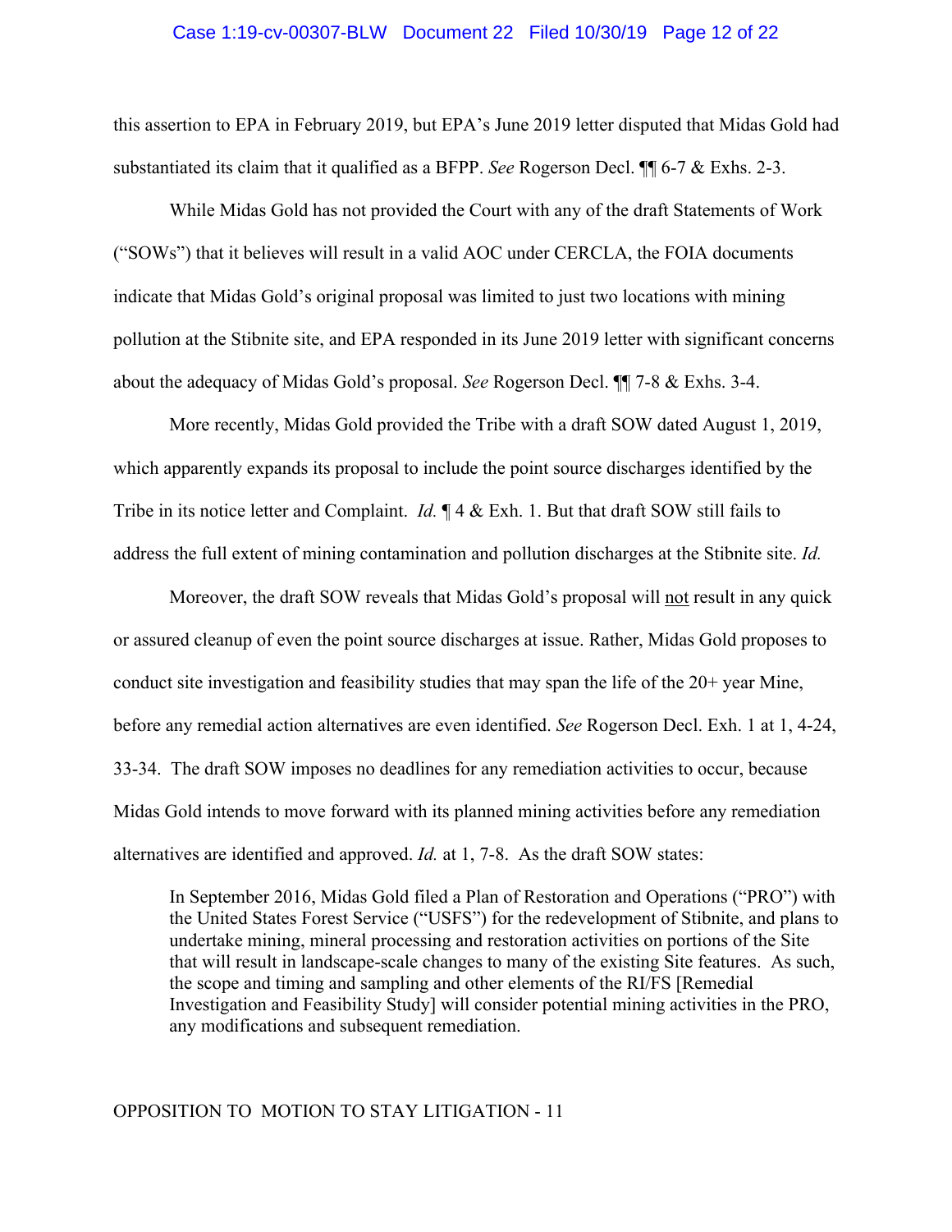this assertion to EPA in February 2019, but EPA's June 2019 letter disputed that Midas Gold had substantiated its claim that it qualified as a BFPP. *See* Rogerson Decl. ¶¶ 6-7 & Exhs. 2-3.

While Midas Gold has not provided the Court with any of the draft Statements of Work ("SOWs") that it believes will result in a valid AOC under CERCLA, the FOIA documents indicate that Midas Gold's original proposal was limited to just two locations with mining pollution at the Stibnite site, and EPA responded in its June 2019 letter with significant concerns about the adequacy of Midas Gold's proposal. *See* Rogerson Decl. ¶¶ 7-8 & Exhs. 3-4.

More recently, Midas Gold provided the Tribe with a draft SOW dated August 1, 2019, which apparently expands its proposal to include the point source discharges identified by the Tribe in its notice letter and Complaint. *Id.* ¶ 4 & Exh. 1. But that draft SOW still fails to address the full extent of mining contamination and pollution discharges at the Stibnite site. *Id.*

Moreover, the draft SOW reveals that Midas Gold's proposal will <u>not</u> result in any quick or assured cleanup of even the point source discharges at issue. Rather, Midas Gold proposes to conduct site investigation and feasibility studies that may span the life of the 20+ year Mine, before any remedial action alternatives are even identified. *See* Rogerson Decl. Exh. 1 at 1, 4-24, 33-34. The draft SOW imposes no deadlines for any remediation activities to occur, because Midas Gold intends to move forward with its planned mining activities before any remediation alternatives are identified and approved. *Id.* at 1, 7-8. As the draft SOW states:

> In September 2016, Midas Gold filed a Plan of Restoration and Operations ("PRO") with the United States Forest Service ("USFS") for the redevelopment of Stibnite, and plans to undertake mining, mineral processing and restoration activities on portions of the Site that will result in landscape-scale changes to many of the existing Site features. As such, the scope and timing and sampling and other elements of the RI/FS [Remedial Investigation and Feasibility Study] will consider potential mining activities in the PRO, any modifications and subsequent remediation.

OPPOSITION TO MOTION TO STAY LITIGATION - 11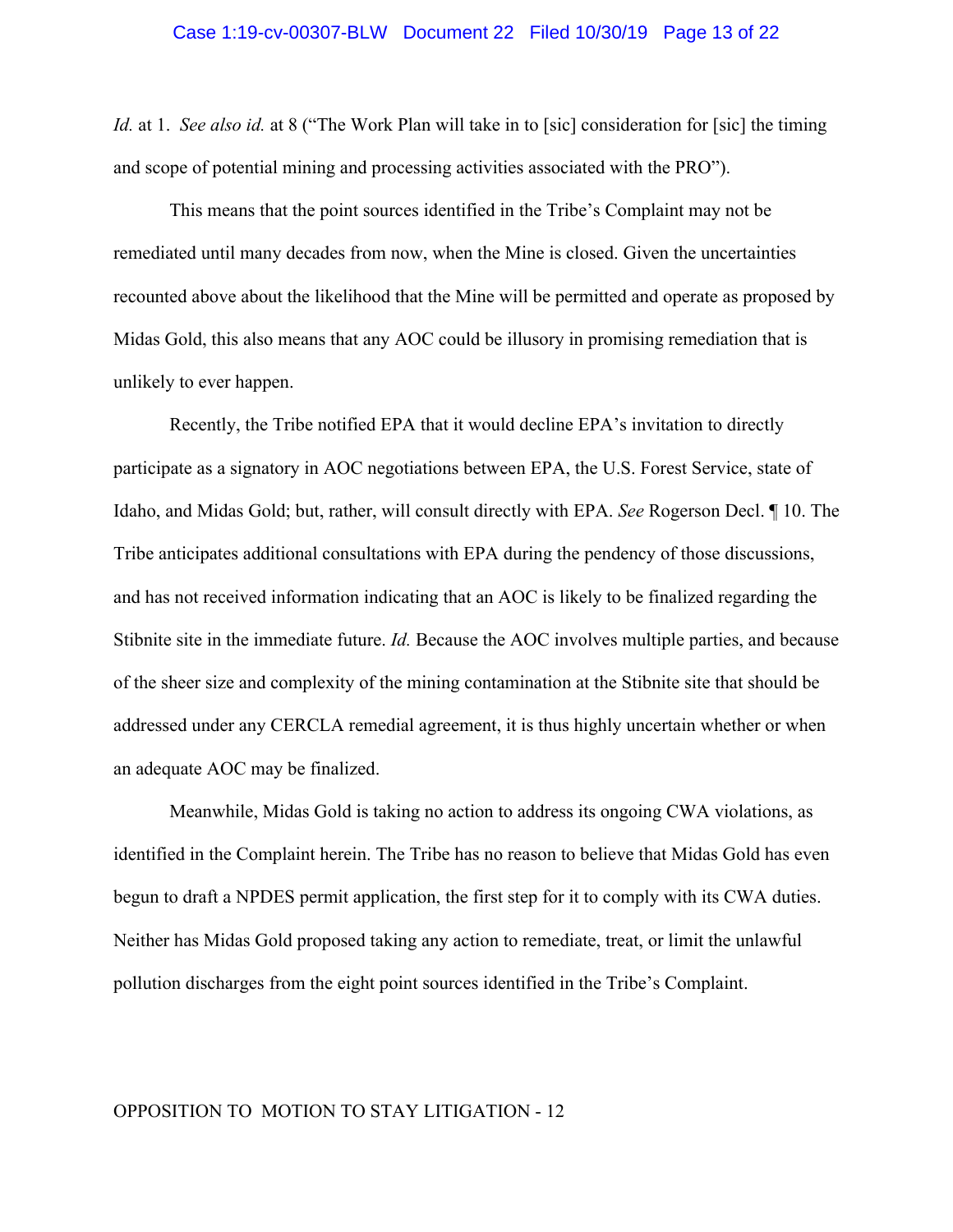*Id.* at 1. *See also id.* at 8 ("The Work Plan will take in to [sic] consideration for [sic] the timing and scope of potential mining and processing activities associated with the PRO").

This means that the point sources identified in the Tribe's Complaint may not be remediated until many decades from now, when the Mine is closed. Given the uncertainties recounted above about the likelihood that the Mine will be permitted and operate as proposed by Midas Gold, this also means that any AOC could be illusory in promising remediation that is unlikely to ever happen.

Recently, the Tribe notified EPA that it would decline EPA's invitation to directly participate as a signatory in AOC negotiations between EPA, the U.S. Forest Service, state of Idaho, and Midas Gold; but, rather, will consult directly with EPA. *See* Rogerson Decl. ¶ 10. The Tribe anticipates additional consultations with EPA during the pendency of those discussions, and has not received information indicating that an AOC is likely to be finalized regarding the Stibnite site in the immediate future. *Id.* Because the AOC involves multiple parties, and because of the sheer size and complexity of the mining contamination at the Stibnite site that should be addressed under any CERCLA remedial agreement, it is thus highly uncertain whether or when an adequate AOC may be finalized.

Meanwhile, Midas Gold is taking no action to address its ongoing CWA violations, as identified in the Complaint herein. The Tribe has no reason to believe that Midas Gold has even begun to draft a NPDES permit application, the first step for it to comply with its CWA duties. Neither has Midas Gold proposed taking any action to remediate, treat, or limit the unlawful pollution discharges from the eight point sources identified in the Tribe's Complaint.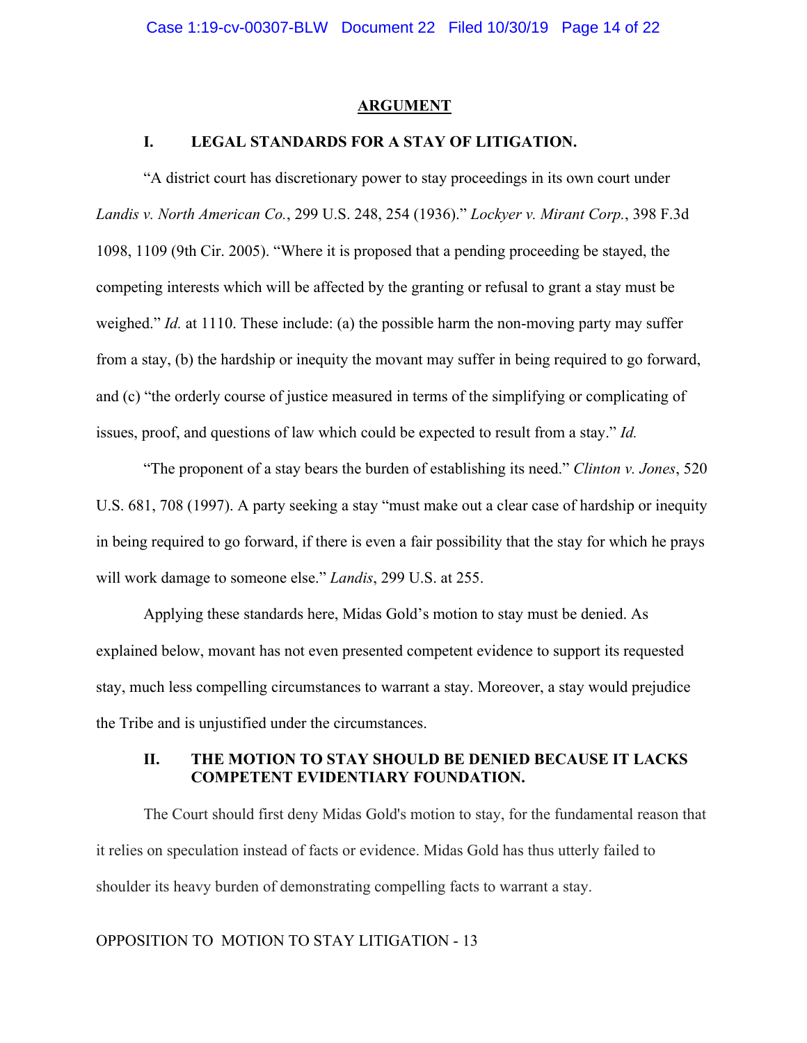## ARGUMENT

### I. LEGAL STANDARDS FOR A STAY OF LITIGATION.

"A district court has discretionary power to stay proceedings in its own court under *Landis v. North American Co.*, 299 U.S. 248, 254 (1936)." *Lockyer v. Mirant Corp.*, 398 F.3d 1098, 1109 (9th Cir. 2005). "Where it is proposed that a pending proceeding be stayed, the competing interests which will be affected by the granting or refusal to grant a stay must be weighed." *Id.* at 1110. These include: (a) the possible harm the non-moving party may suffer from a stay, (b) the hardship or inequity the movant may suffer in being required to go forward, and (c) "the orderly course of justice measured in terms of the simplifying or complicating of issues, proof, and questions of law which could be expected to result from a stay." *Id.*

"The proponent of a stay bears the burden of establishing its need." *Clinton v. Jones*, 520 U.S. 681, 708 (1997). A party seeking a stay "must make out a clear case of hardship or inequity in being required to go forward, if there is even a fair possibility that the stay for which he prays will work damage to someone else." *Landis*, 299 U.S. at 255.

Applying these standards here, Midas Gold's motion to stay must be denied. As explained below, movant has not even presented competent evidence to support its requested stay, much less compelling circumstances to warrant a stay. Moreover, a stay would prejudice the Tribe and is unjustified under the circumstances.

### II. THE MOTION TO STAY SHOULD BE DENIED BECAUSE IT LACKS COMPETENT EVIDENTIARY FOUNDATION.

The Court should first deny Midas Gold's motion to stay, for the fundamental reason that it relies on speculation instead of facts or evidence. Midas Gold has thus utterly failed to shoulder its heavy burden of demonstrating compelling facts to warrant a stay.

OPPOSITION TO MOTION TO STAY LITIGATION - 13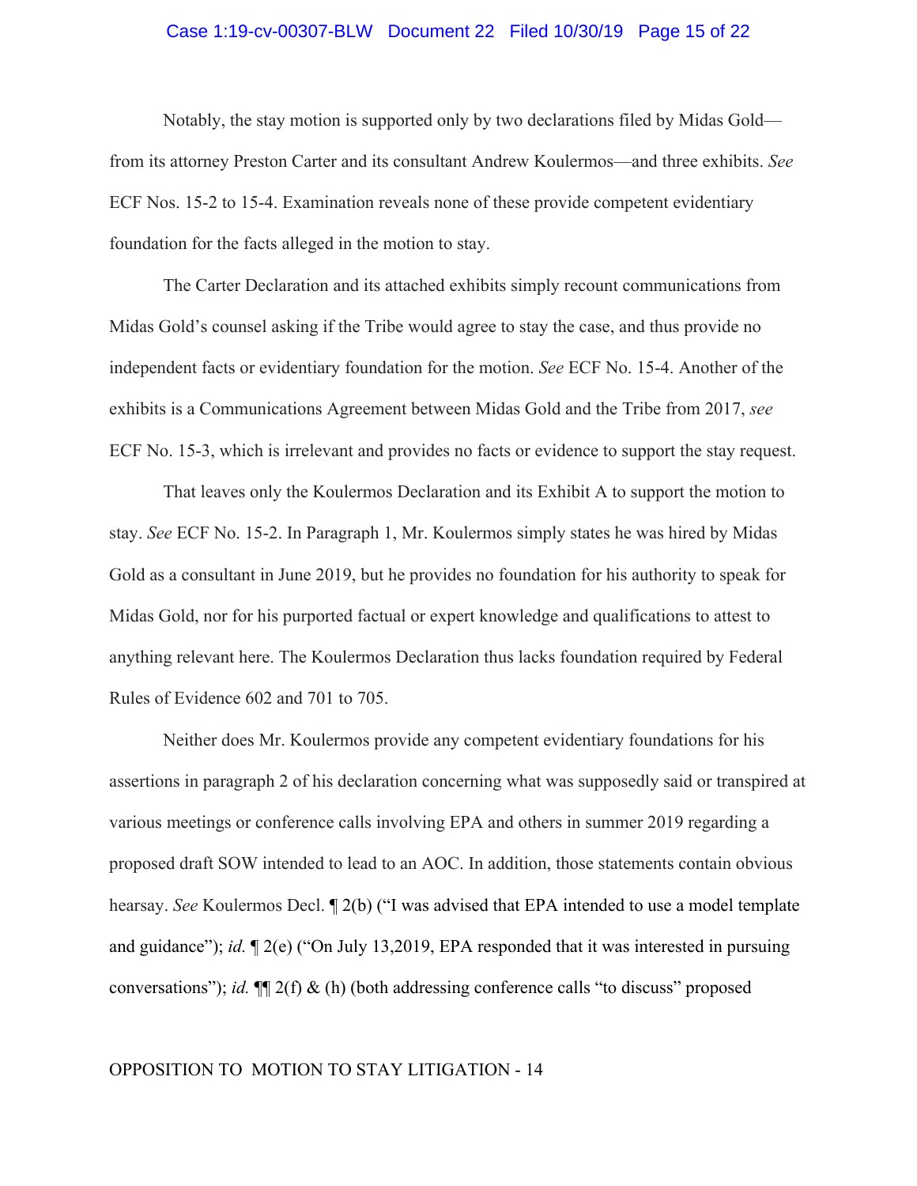Notably, the stay motion is supported only by two declarations filed by Midas Gold—from its attorney Preston Carter and its consultant Andrew Koulermos—and three exhibits. *See* ECF Nos. 15-2 to 15-4. Examination reveals none of these provide competent evidentiary foundation for the facts alleged in the motion to stay.

The Carter Declaration and its attached exhibits simply recount communications from Midas Gold's counsel asking if the Tribe would agree to stay the case, and thus provide no independent facts or evidentiary foundation for the motion. *See* ECF No. 15-4. Another of the exhibits is a Communications Agreement between Midas Gold and the Tribe from 2017, *see* ECF No. 15-3, which is irrelevant and provides no facts or evidence to support the stay request.

That leaves only the Koulermos Declaration and its Exhibit A to support the motion to stay. *See* ECF No. 15-2. In Paragraph 1, Mr. Koulermos simply states he was hired by Midas Gold as a consultant in June 2019, but he provides no foundation for his authority to speak for Midas Gold, nor for his purported factual or expert knowledge and qualifications to attest to anything relevant here. The Koulermos Declaration thus lacks foundation required by Federal Rules of Evidence 602 and 701 to 705.

Neither does Mr. Koulermos provide any competent evidentiary foundations for his assertions in paragraph 2 of his declaration concerning what was supposedly said or transpired at various meetings or conference calls involving EPA and others in summer 2019 regarding a proposed draft SOW intended to lead to an AOC. In addition, those statements contain obvious hearsay. *See* Koulermos Decl. ¶ 2(b) ("I was advised that EPA intended to use a model template and guidance"); *id.* ¶ 2(e) ("On July 13,2019, EPA responded that it was interested in pursuing conversations"); *id.* ¶¶ 2(f) & (h) (both addressing conference calls "to discuss" proposed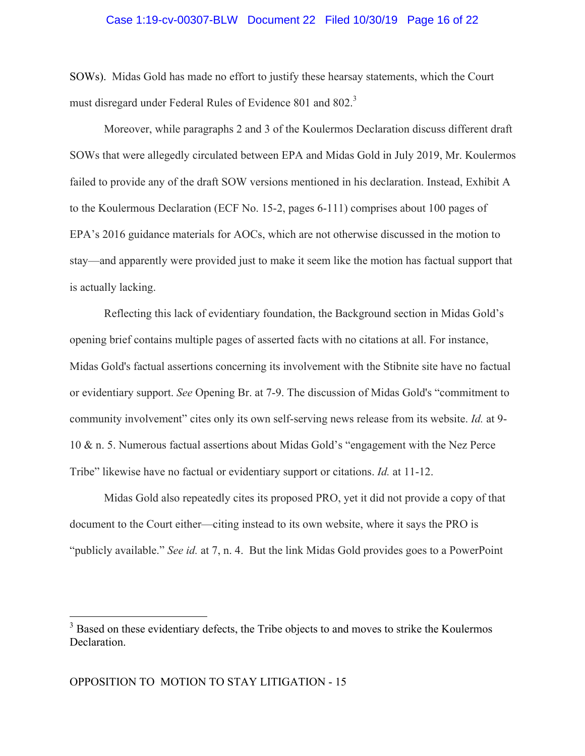SOWs). Midas Gold has made no effort to justify these hearsay statements, which the Court must disregard under Federal Rules of Evidence 801 and 802.[3]

Moreover, while paragraphs 2 and 3 of the Koulermos Declaration discuss different draft SOWs that were allegedly circulated between EPA and Midas Gold in July 2019, Mr. Koulermos failed to provide any of the draft SOW versions mentioned in his declaration. Instead, Exhibit A to the Koulermous Declaration (ECF No. 15-2, pages 6-111) comprises about 100 pages of EPA's 2016 guidance materials for AOCs, which are not otherwise discussed in the motion to stay—and apparently were provided just to make it seem like the motion has factual support that is actually lacking.

Reflecting this lack of evidentiary foundation, the Background section in Midas Gold's opening brief contains multiple pages of asserted facts with no citations at all. For instance, Midas Gold's factual assertions concerning its involvement with the Stibnite site have no factual or evidentiary support. *See* Opening Br. at 7-9. The discussion of Midas Gold's "commitment to community involvement" cites only its own self-serving news release from its website. *Id.* at 9-10 & n. 5. Numerous factual assertions about Midas Gold's "engagement with the Nez Perce Tribe" likewise have no factual or evidentiary support or citations. *Id.* at 11-12.

Midas Gold also repeatedly cites its proposed PRO, yet it did not provide a copy of that document to the Court either—citing instead to its own website, where it says the PRO is "publicly available." *See id.* at 7, n. 4. But the link Midas Gold provides goes to a PowerPoint

---

[3] Based on these evidentiary defects, the Tribe objects to and moves to strike the Koulermos Declaration.

OPPOSITION TO MOTION TO STAY LITIGATION - 15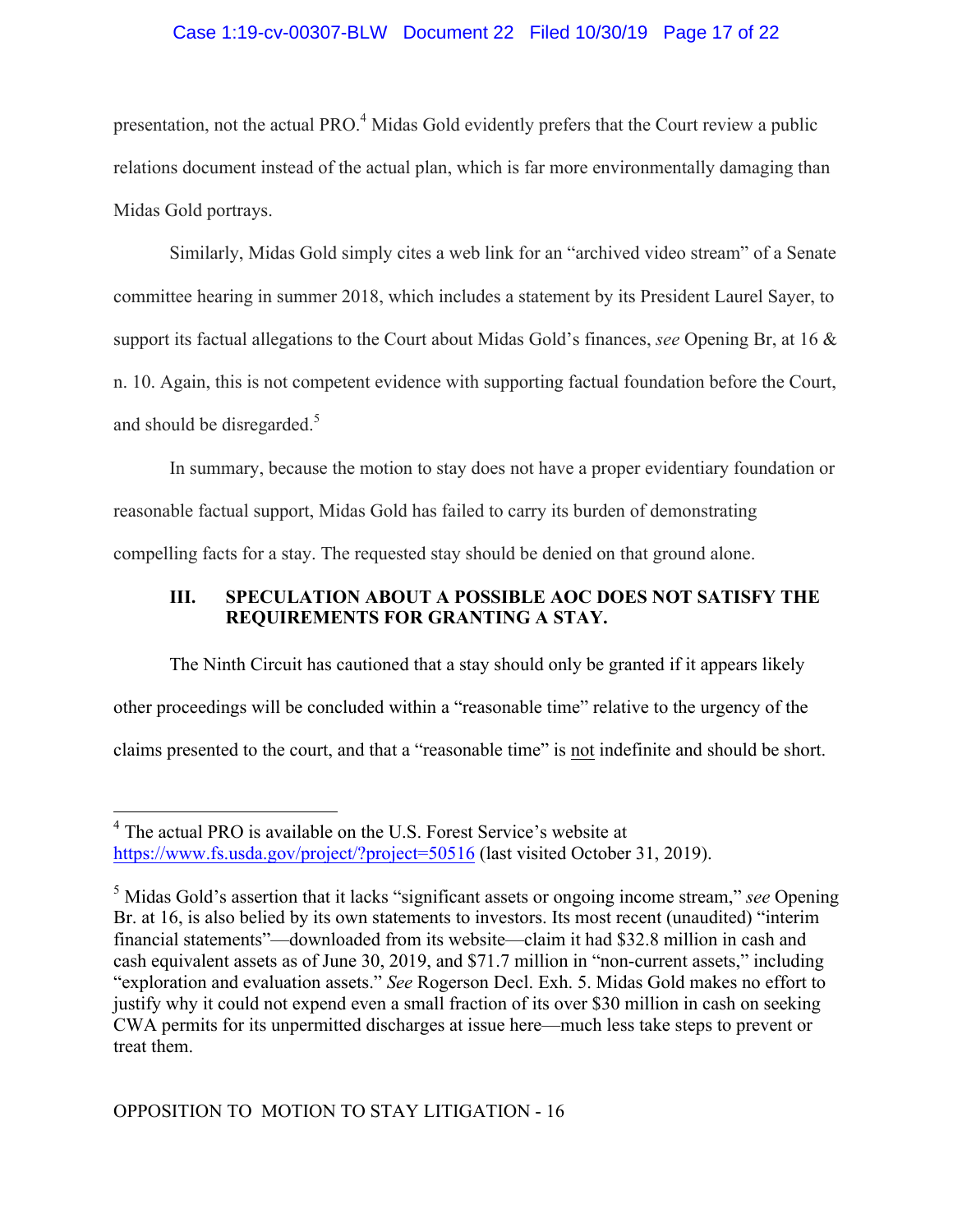presentation, not the actual PRO.[4] Midas Gold evidently prefers that the Court review a public relations document instead of the actual plan, which is far more environmentally damaging than Midas Gold portrays.

Similarly, Midas Gold simply cites a web link for an "archived video stream" of a Senate committee hearing in summer 2018, which includes a statement by its President Laurel Sayer, to support its factual allegations to the Court about Midas Gold's finances, *see* Opening Br, at 16 & n. 10. Again, this is not competent evidence with supporting factual foundation before the Court, and should be disregarded.[5]

In summary, because the motion to stay does not have a proper evidentiary foundation or reasonable factual support, Midas Gold has failed to carry its burden of demonstrating compelling facts for a stay. The requested stay should be denied on that ground alone.

## III. SPECULATION ABOUT A POSSIBLE AOC DOES NOT SATISFY THE REQUIREMENTS FOR GRANTING A STAY.

The Ninth Circuit has cautioned that a stay should only be granted if it appears likely other proceedings will be concluded within a "reasonable time" relative to the urgency of the claims presented to the court, and that a "reasonable time" is not indefinite and should be short.

---

[4] The actual PRO is available on the U.S. Forest Service's website at https://www.fs.usda.gov/project/?project=50516 (last visited October 31, 2019).

[5] Midas Gold's assertion that it lacks "significant assets or ongoing income stream," *see* Opening Br. at 16, is also belied by its own statements to investors. Its most recent (unaudited) "interim financial statements"—downloaded from its website—claim it had $32.8 million in cash and cash equivalent assets as of June 30, 2019, and $71.7 million in "non-current assets," including "exploration and evaluation assets." *See* Rogerson Decl. Exh. 5. Midas Gold makes no effort to justify why it could not expend even a small fraction of its over $30 million in cash on seeking CWA permits for its unpermitted discharges at issue here—much less take steps to prevent or treat them.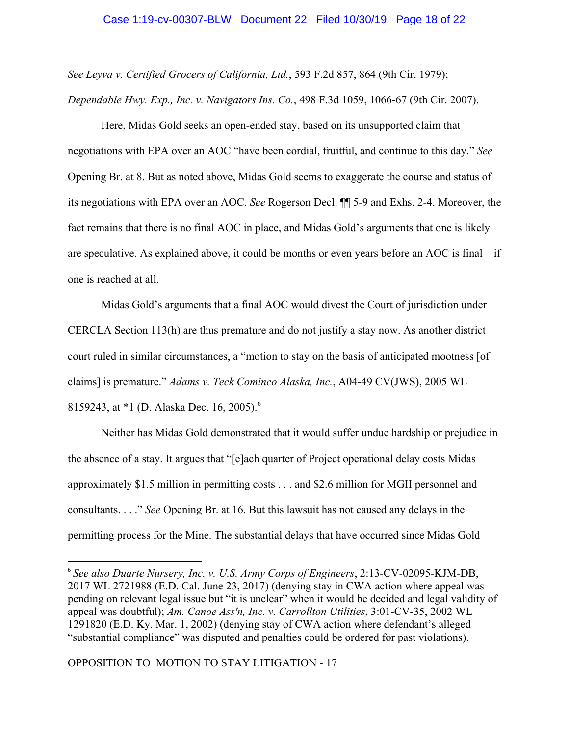*See Leyva v. Certified Grocers of California, Ltd.*, 593 F.2d 857, 864 (9th Cir. 1979); *Dependable Hwy. Exp., Inc. v. Navigators Ins. Co.*, 498 F.3d 1059, 1066-67 (9th Cir. 2007).

Here, Midas Gold seeks an open-ended stay, based on its unsupported claim that negotiations with EPA over an AOC "have been cordial, fruitful, and continue to this day." *See* Opening Br. at 8. But as noted above, Midas Gold seems to exaggerate the course and status of its negotiations with EPA over an AOC. *See* Rogerson Decl. ¶¶ 5-9 and Exhs. 2-4. Moreover, the fact remains that there is no final AOC in place, and Midas Gold's arguments that one is likely are speculative. As explained above, it could be months or even years before an AOC is final—if one is reached at all.

Midas Gold's arguments that a final AOC would divest the Court of jurisdiction under CERCLA Section 113(h) are thus premature and do not justify a stay now. As another district court ruled in similar circumstances, a "motion to stay on the basis of anticipated mootness [of claims] is premature." *Adams v. Teck Cominco Alaska, Inc.*, A04-49 CV(JWS), 2005 WL 8159243, at *1 (D. Alaska Dec. 16, 2005).[6]

Neither has Midas Gold demonstrated that it would suffer undue hardship or prejudice in the absence of a stay. It argues that "[e]ach quarter of Project operational delay costs Midas approximately $1.5 million in permitting costs . . . and $2.6 million for MGII personnel and consultants. . . ." *See* Opening Br. at 16. But this lawsuit has <u>not</u> caused any delays in the permitting process for the Mine. The substantial delays that have occurred since Midas Gold

---

[6] *See also Duarte Nursery, Inc. v. U.S. Army Corps of Engineers*, 2:13-CV-02095-KJM-DB, 2017 WL 2721988 (E.D. Cal. June 23, 2017) (denying stay in CWA action where appeal was pending on relevant legal issue but "it is unclear" when it would be decided and legal validity of appeal was doubtful); *Am. Canoe Ass'n, Inc. v. Carrollton Utilities*, 3:01-CV-35, 2002 WL 1291820 (E.D. Ky. Mar. 1, 2002) (denying stay of CWA action where defendant's alleged "substantial compliance" was disputed and penalties could be ordered for past violations).

OPPOSITION TO MOTION TO STAY LITIGATION - 17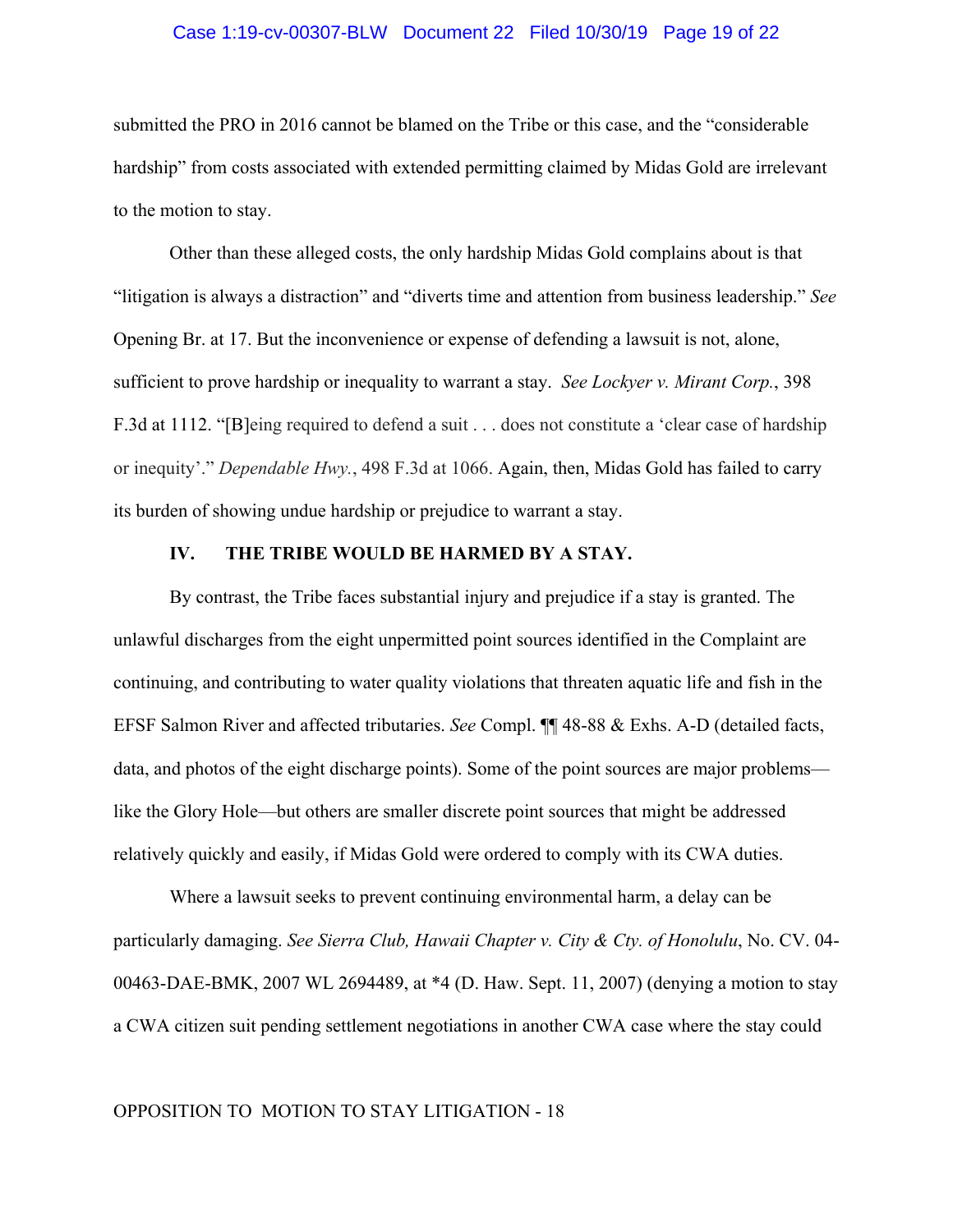submitted the PRO in 2016 cannot be blamed on the Tribe or this case, and the "considerable hardship" from costs associated with extended permitting claimed by Midas Gold are irrelevant to the motion to stay.

Other than these alleged costs, the only hardship Midas Gold complains about is that "litigation is always a distraction" and "diverts time and attention from business leadership." *See* Opening Br. at 17. But the inconvenience or expense of defending a lawsuit is not, alone, sufficient to prove hardship or inequality to warrant a stay. *See Lockyer v. Mirant Corp.*, 398 F.3d at 1112. "[B]eing required to defend a suit . . . does not constitute a 'clear case of hardship or inequity'." *Dependable Hwy.*, 498 F.3d at 1066. Again, then, Midas Gold has failed to carry its burden of showing undue hardship or prejudice to warrant a stay.

## IV. THE TRIBE WOULD BE HARMED BY A STAY.

By contrast, the Tribe faces substantial injury and prejudice if a stay is granted. The unlawful discharges from the eight unpermitted point sources identified in the Complaint are continuing, and contributing to water quality violations that threaten aquatic life and fish in the EFSF Salmon River and affected tributaries. *See* Compl. ¶¶ 48-88 & Exhs. A-D (detailed facts, data, and photos of the eight discharge points). Some of the point sources are major problems—like the Glory Hole—but others are smaller discrete point sources that might be addressed relatively quickly and easily, if Midas Gold were ordered to comply with its CWA duties.

Where a lawsuit seeks to prevent continuing environmental harm, a delay can be particularly damaging. *See Sierra Club, Hawaii Chapter v. City & Cty. of Honolulu*, No. CV. 04-00463-DAE-BMK, 2007 WL 2694489, at *4 (D. Haw. Sept. 11, 2007) (denying a motion to stay a CWA citizen suit pending settlement negotiations in another CWA case where the stay could

OPPOSITION TO MOTION TO STAY LITIGATION - 18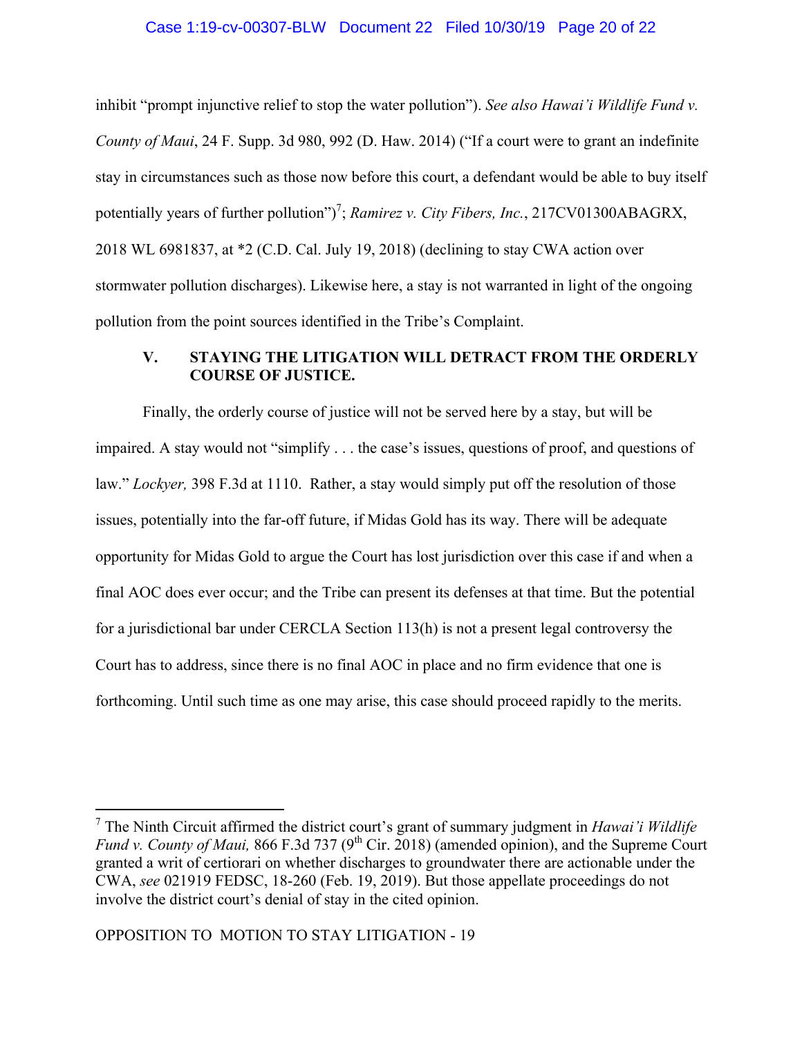inhibit "prompt injunctive relief to stop the water pollution"). *See also Hawai'i Wildlife Fund v. County of Maui*, 24 F. Supp. 3d 980, 992 (D. Haw. 2014) ("If a court were to grant an indefinite stay in circumstances such as those now before this court, a defendant would be able to buy itself potentially years of further pollution")[7]; *Ramirez v. City Fibers, Inc.*, 217CV01300ABAGRX, 2018 WL 6981837, at *2 (C.D. Cal. July 19, 2018) (declining to stay CWA action over stormwater pollution discharges). Likewise here, a stay is not warranted in light of the ongoing pollution from the point sources identified in the Tribe's Complaint.

## V. STAYING THE LITIGATION WILL DETRACT FROM THE ORDERLY COURSE OF JUSTICE.

Finally, the orderly course of justice will not be served here by a stay, but will be impaired. A stay would not "simplify . . . the case's issues, questions of proof, and questions of law." *Lockyer,* 398 F.3d at 1110. Rather, a stay would simply put off the resolution of those issues, potentially into the far-off future, if Midas Gold has its way. There will be adequate opportunity for Midas Gold to argue the Court has lost jurisdiction over this case if and when a final AOC does ever occur; and the Tribe can present its defenses at that time. But the potential for a jurisdictional bar under CERCLA Section 113(h) is not a present legal controversy the Court has to address, since there is no final AOC in place and no firm evidence that one is forthcoming. Until such time as one may arise, this case should proceed rapidly to the merits.

---

[7] The Ninth Circuit affirmed the district court's grant of summary judgment in *Hawai'i Wildlife Fund v. County of Maui,* 866 F.3d 737 (9th Cir. 2018) (amended opinion), and the Supreme Court granted a writ of certiorari on whether discharges to groundwater there are actionable under the CWA, *see* 021919 FEDSC, 18-260 (Feb. 19, 2019). But those appellate proceedings do not involve the district court's denial of stay in the cited opinion.

OPPOSITION TO MOTION TO STAY LITIGATION - 19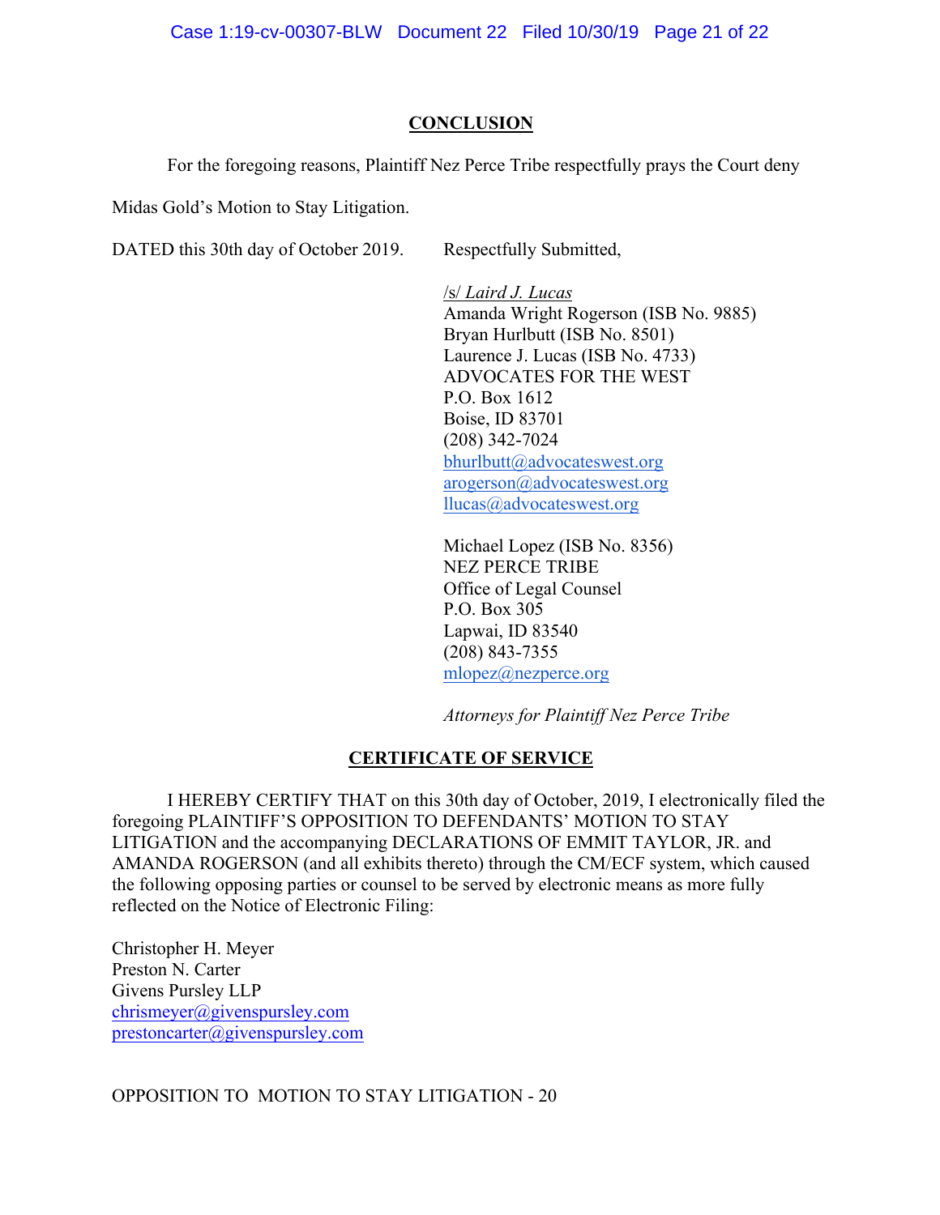## CONCLUSION

For the foregoing reasons, Plaintiff Nez Perce Tribe respectfully prays the Court deny Midas Gold's Motion to Stay Litigation.

DATED this 30th day of October 2019. Respectfully Submitted,

/s/ *Laird J. Lucas*
Amanda Wright Rogerson (ISB No. 9885)
Bryan Hurlbutt (ISB No. 8501)
Laurence J. Lucas (ISB No. 4733)
ADVOCATES FOR THE WEST
P.O. Box 1612
Boise, ID 83701
(208) 342-7024
bhurlbutt@advocateswest.org
arogerson@advocateswest.org
llucas@advocateswest.org

Michael Lopez (ISB No. 8356)
NEZ PERCE TRIBE
Office of Legal Counsel
P.O. Box 305
Lapwai, ID 83540
(208) 843-7355
mlopez@nezperce.org

*Attorneys for Plaintiff Nez Perce Tribe*

## CERTIFICATE OF SERVICE

I HEREBY CERTIFY THAT on this 30th day of October, 2019, I electronically filed the foregoing PLAINTIFF'S OPPOSITION TO DEFENDANTS' MOTION TO STAY LITIGATION and the accompanying DECLARATIONS OF EMMIT TAYLOR, JR. and AMANDA ROGERSON (and all exhibits thereto) through the CM/ECF system, which caused the following opposing parties or counsel to be served by electronic means as more fully reflected on the Notice of Electronic Filing:

Christopher H. Meyer
Preston N. Carter
Givens Pursley LLP
chrismeyer@givenspursley.com
prestoncarter@givenspursley.com

OPPOSITION TO MOTION TO STAY LITIGATION - 20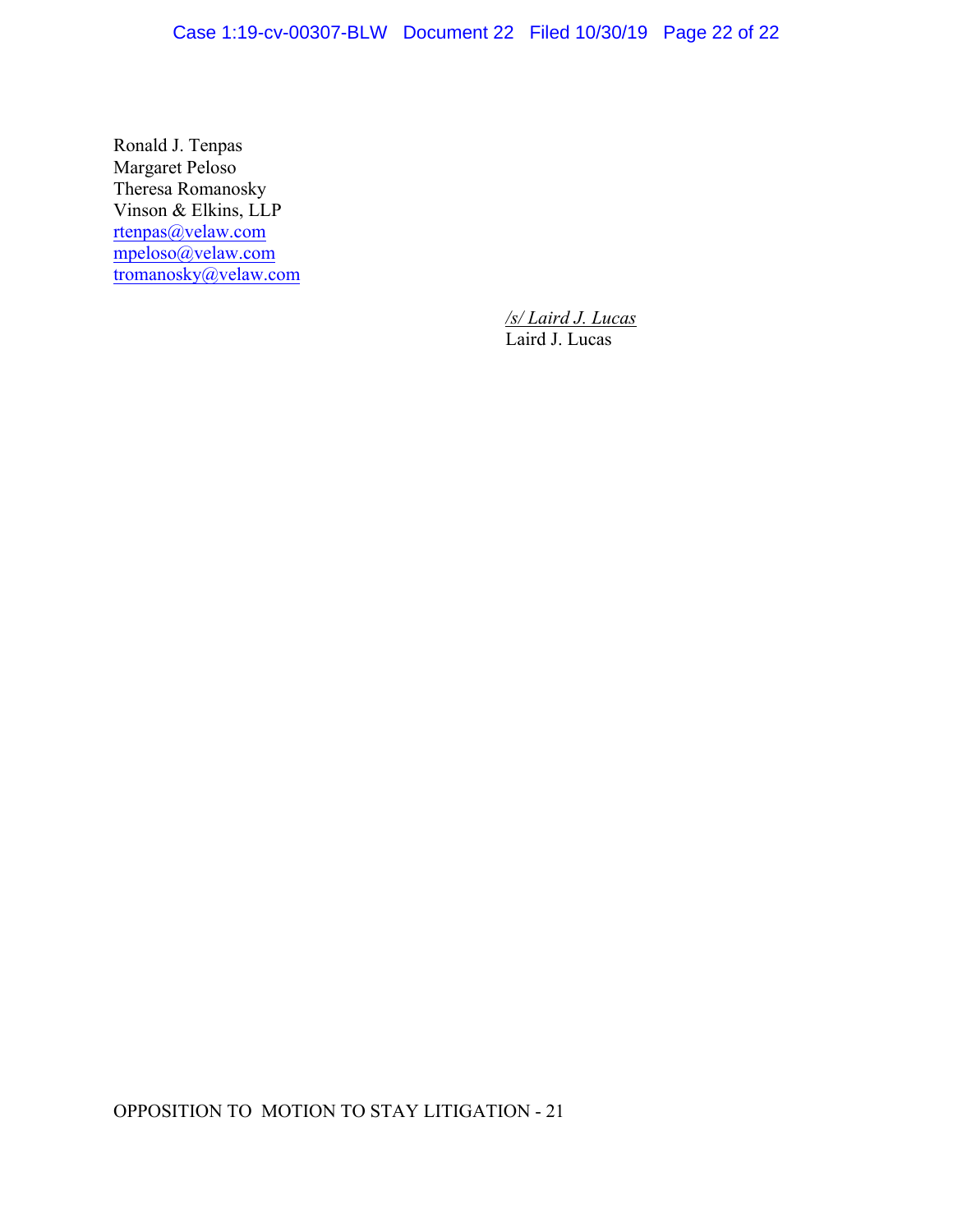Ronald J. Tenpas
Margaret Peloso
Theresa Romanosky
Vinson & Elkins, LLP
rtenpas@velaw.com
mpeloso@velaw.com
tromanosky@velaw.com

*/s/ Laird J. Lucas*
Laird J. Lucas

OPPOSITION TO MOTION TO STAY LITIGATION - 21